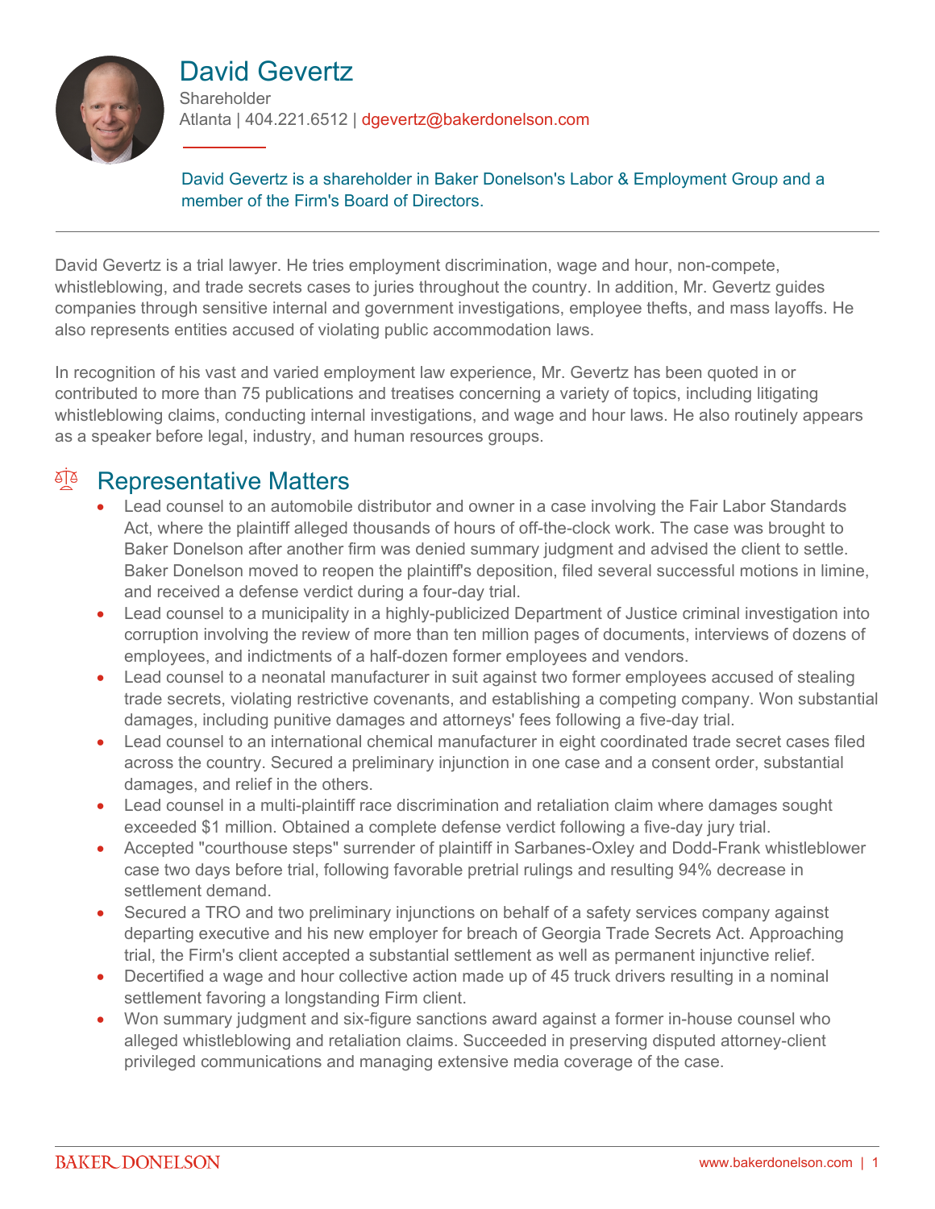# David Gevertz

Shareholder

Atlanta | 404.221.6512 | dgevertz@bakerdonelson.com

David Gevertz is a shareholder in Baker Donelson's Labor & Employment Group and a member of the Firm's Board of Directors.

---

David Gevertz is a trial lawyer. He tries employment discrimination, wage and hour, non-compete, whistleblowing, and trade secrets cases to juries throughout the country. In addition, Mr. Gevertz guides companies through sensitive internal and government investigations, employee thefts, and mass layoffs. He also represents entities accused of violating public accommodation laws.

In recognition of his vast and varied employment law experience, Mr. Gevertz has been quoted in or contributed to more than 75 publications and treatises concerning a variety of topics, including litigating whistleblowing claims, conducting internal investigations, and wage and hour laws. He also routinely appears as a speaker before legal, industry, and human resources groups.

## Representative Matters

- Lead counsel to an automobile distributor and owner in a case involving the Fair Labor Standards Act, where the plaintiff alleged thousands of hours of off-the-clock work. The case was brought to Baker Donelson after another firm was denied summary judgment and advised the client to settle. Baker Donelson moved to reopen the plaintiff's deposition, filed several successful motions in limine, and received a defense verdict during a four-day trial.
- Lead counsel to a municipality in a highly-publicized Department of Justice criminal investigation into corruption involving the review of more than ten million pages of documents, interviews of dozens of employees, and indictments of a half-dozen former employees and vendors.
- Lead counsel to a neonatal manufacturer in suit against two former employees accused of stealing trade secrets, violating restrictive covenants, and establishing a competing company. Won substantial damages, including punitive damages and attorneys' fees following a five-day trial.
- Lead counsel to an international chemical manufacturer in eight coordinated trade secret cases filed across the country. Secured a preliminary injunction in one case and a consent order, substantial damages, and relief in the others.
- Lead counsel in a multi-plaintiff race discrimination and retaliation claim where damages sought exceeded $1 million. Obtained a complete defense verdict following a five-day jury trial.
- Accepted "courthouse steps" surrender of plaintiff in Sarbanes-Oxley and Dodd-Frank whistleblower case two days before trial, following favorable pretrial rulings and resulting 94% decrease in settlement demand.
- Secured a TRO and two preliminary injunctions on behalf of a safety services company against departing executive and his new employer for breach of Georgia Trade Secrets Act. Approaching trial, the Firm's client accepted a substantial settlement as well as permanent injunctive relief.
- Decertified a wage and hour collective action made up of 45 truck drivers resulting in a nominal settlement favoring a longstanding Firm client.
- Won summary judgment and six-figure sanctions award against a former in-house counsel who alleged whistleblowing and retaliation claims. Succeeded in preserving disputed attorney-client privileged communications and managing extensive media coverage of the case.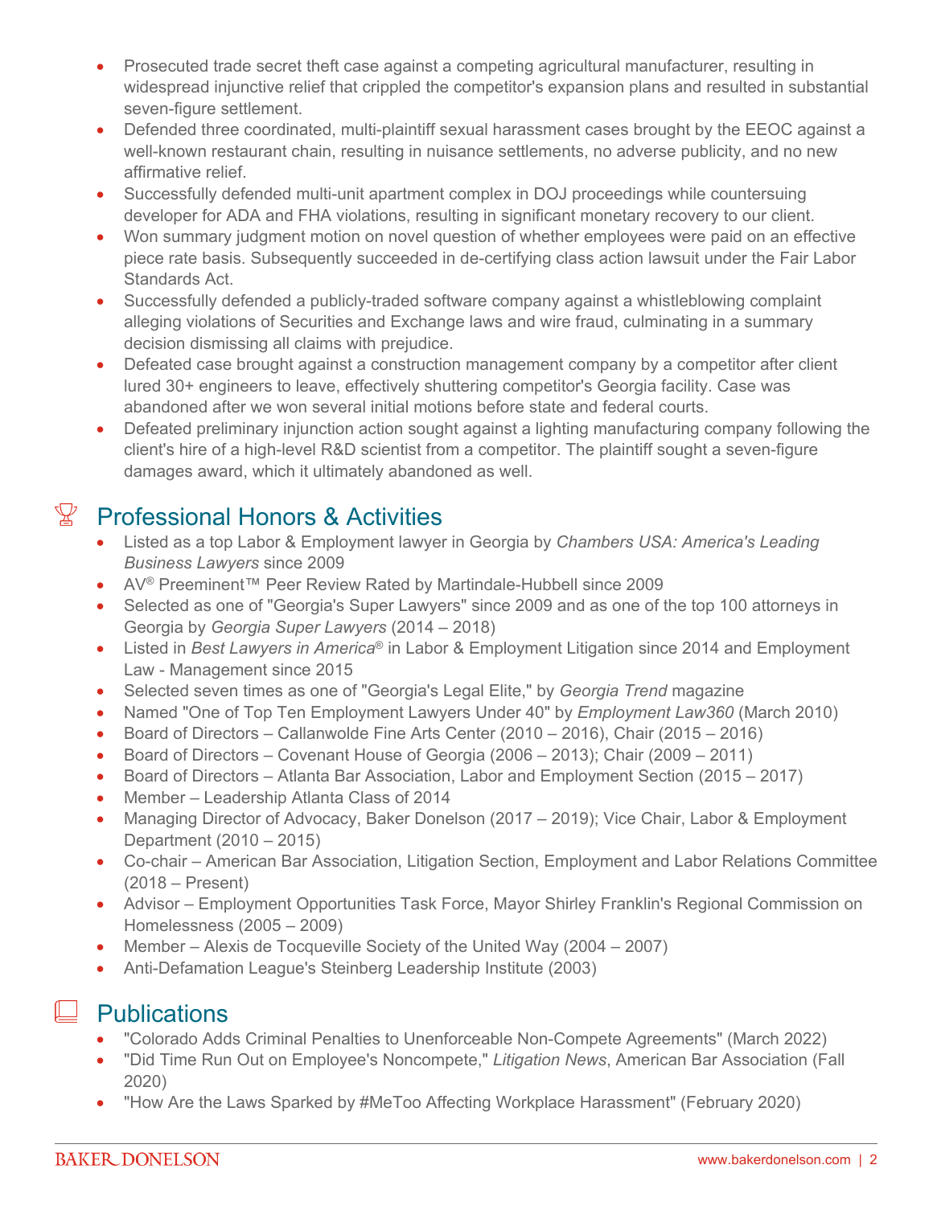- Prosecuted trade secret theft case against a competing agricultural manufacturer, resulting in widespread injunctive relief that crippled the competitor's expansion plans and resulted in substantial seven-figure settlement.
- Defended three coordinated, multi-plaintiff sexual harassment cases brought by the EEOC against a well-known restaurant chain, resulting in nuisance settlements, no adverse publicity, and no new affirmative relief.
- Successfully defended multi-unit apartment complex in DOJ proceedings while countersuing developer for ADA and FHA violations, resulting in significant monetary recovery to our client.
- Won summary judgment motion on novel question of whether employees were paid on an effective piece rate basis. Subsequently succeeded in de-certifying class action lawsuit under the Fair Labor Standards Act.
- Successfully defended a publicly-traded software company against a whistleblowing complaint alleging violations of Securities and Exchange laws and wire fraud, culminating in a summary decision dismissing all claims with prejudice.
- Defeated case brought against a construction management company by a competitor after client lured 30+ engineers to leave, effectively shuttering competitor's Georgia facility. Case was abandoned after we won several initial motions before state and federal courts.
- Defeated preliminary injunction action sought against a lighting manufacturing company following the client's hire of a high-level R&D scientist from a competitor. The plaintiff sought a seven-figure damages award, which it ultimately abandoned as well.

## Professional Honors & Activities

- Listed as a top Labor & Employment lawyer in Georgia by *Chambers USA: America's Leading Business Lawyers* since 2009
- AV® Preeminent™ Peer Review Rated by Martindale-Hubbell since 2009
- Selected as one of "Georgia's Super Lawyers" since 2009 and as one of the top 100 attorneys in Georgia by *Georgia Super Lawyers* (2014 – 2018)
- Listed in *Best Lawyers in America*® in Labor & Employment Litigation since 2014 and Employment Law - Management since 2015
- Selected seven times as one of "Georgia's Legal Elite," by *Georgia Trend* magazine
- Named "One of Top Ten Employment Lawyers Under 40" by *Employment Law360* (March 2010)
- Board of Directors – Callanwolde Fine Arts Center (2010 – 2016), Chair (2015 – 2016)
- Board of Directors – Covenant House of Georgia (2006 – 2013); Chair (2009 – 2011)
- Board of Directors – Atlanta Bar Association, Labor and Employment Section (2015 – 2017)
- Member – Leadership Atlanta Class of 2014
- Managing Director of Advocacy, Baker Donelson (2017 – 2019); Vice Chair, Labor & Employment Department (2010 – 2015)
- Co-chair – American Bar Association, Litigation Section, Employment and Labor Relations Committee (2018 – Present)
- Advisor – Employment Opportunities Task Force, Mayor Shirley Franklin's Regional Commission on Homelessness (2005 – 2009)
- Member – Alexis de Tocqueville Society of the United Way (2004 – 2007)
- Anti-Defamation League's Steinberg Leadership Institute (2003)

## Publications

- "Colorado Adds Criminal Penalties to Unenforceable Non-Compete Agreements" (March 2022)
- "Did Time Run Out on Employee's Noncompete," *Litigation News*, American Bar Association (Fall 2020)
- "How Are the Laws Sparked by #MeToo Affecting Workplace Harassment" (February 2020)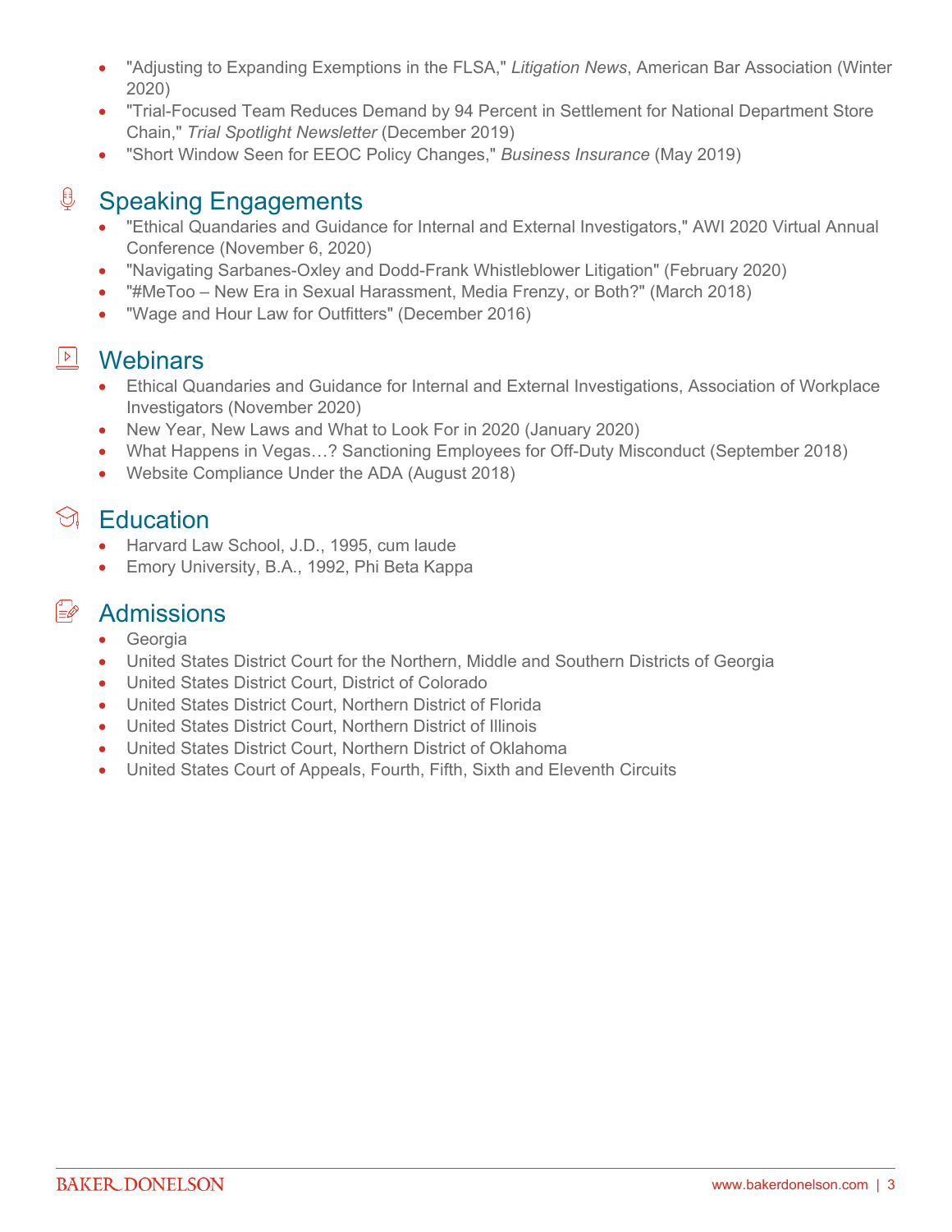- "Adjusting to Expanding Exemptions in the FLSA," *Litigation News*, American Bar Association (Winter 2020)
- "Trial-Focused Team Reduces Demand by 94 Percent in Settlement for National Department Store Chain," *Trial Spotlight Newsletter* (December 2019)
- "Short Window Seen for EEOC Policy Changes," *Business Insurance* (May 2019)

## Speaking Engagements

- "Ethical Quandaries and Guidance for Internal and External Investigators," AWI 2020 Virtual Annual Conference (November 6, 2020)
- "Navigating Sarbanes-Oxley and Dodd-Frank Whistleblower Litigation" (February 2020)
- "#MeToo – New Era in Sexual Harassment, Media Frenzy, or Both?" (March 2018)
- "Wage and Hour Law for Outfitters" (December 2016)

## Webinars

- Ethical Quandaries and Guidance for Internal and External Investigations, Association of Workplace Investigators (November 2020)
- New Year, New Laws and What to Look For in 2020 (January 2020)
- What Happens in Vegas…? Sanctioning Employees for Off-Duty Misconduct (September 2018)
- Website Compliance Under the ADA (August 2018)

## Education

- Harvard Law School, J.D., 1995, cum laude
- Emory University, B.A., 1992, Phi Beta Kappa

## Admissions

- Georgia
- United States District Court for the Northern, Middle and Southern Districts of Georgia
- United States District Court, District of Colorado
- United States District Court, Northern District of Florida
- United States District Court, Northern District of Illinois
- United States District Court, Northern District of Oklahoma
- United States Court of Appeals, Fourth, Fifth, Sixth and Eleventh Circuits